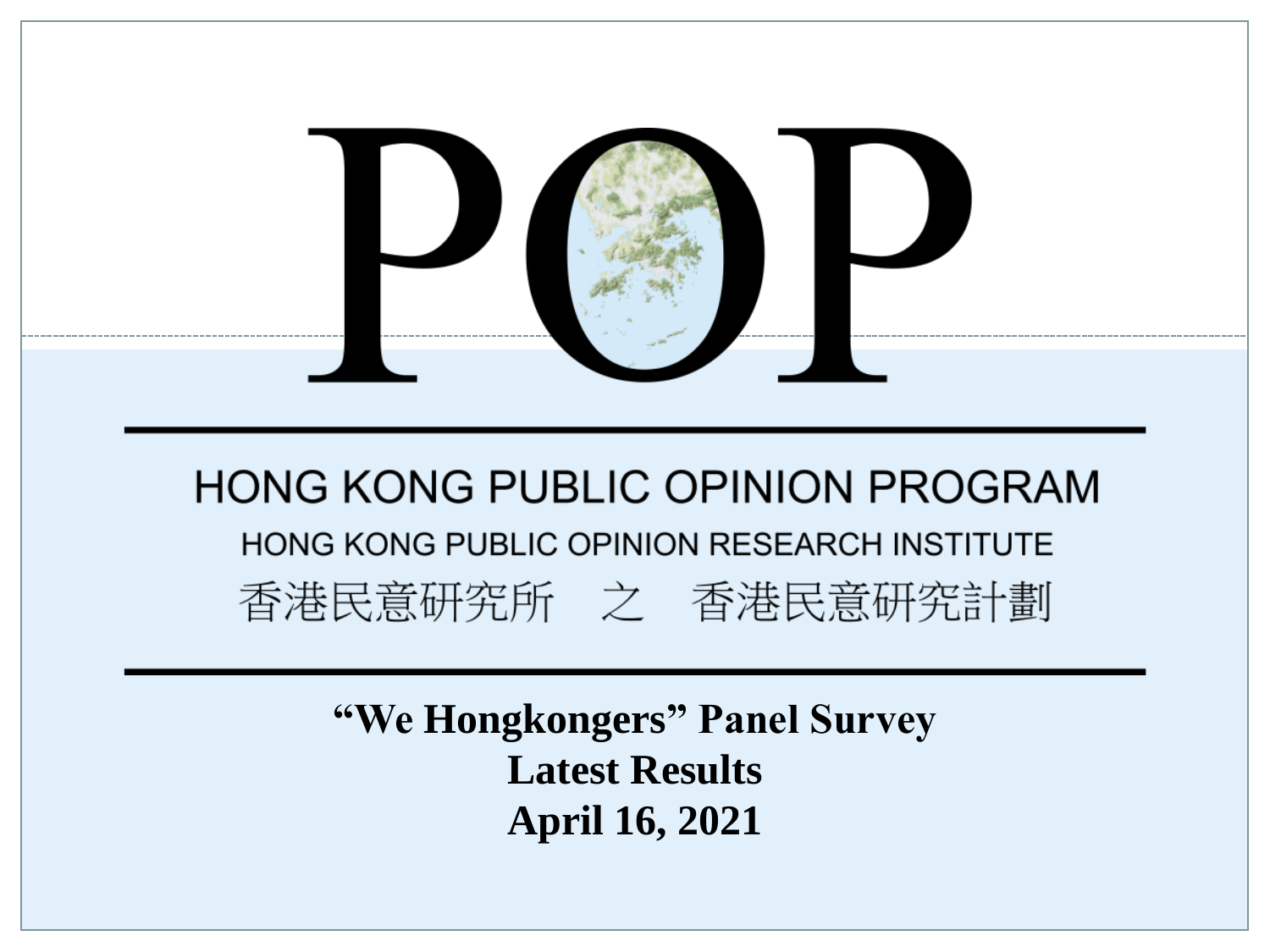# POP

## HONG KONG PUBLIC OPINION PROGRAM

HONG KONG PUBLIC OPINION RESEARCH INSTITUTE

香港民意研究所　之　香港民意研究計劃

**"We Hongkongers" Panel Survey**
**Latest Results**
**April 16, 2021**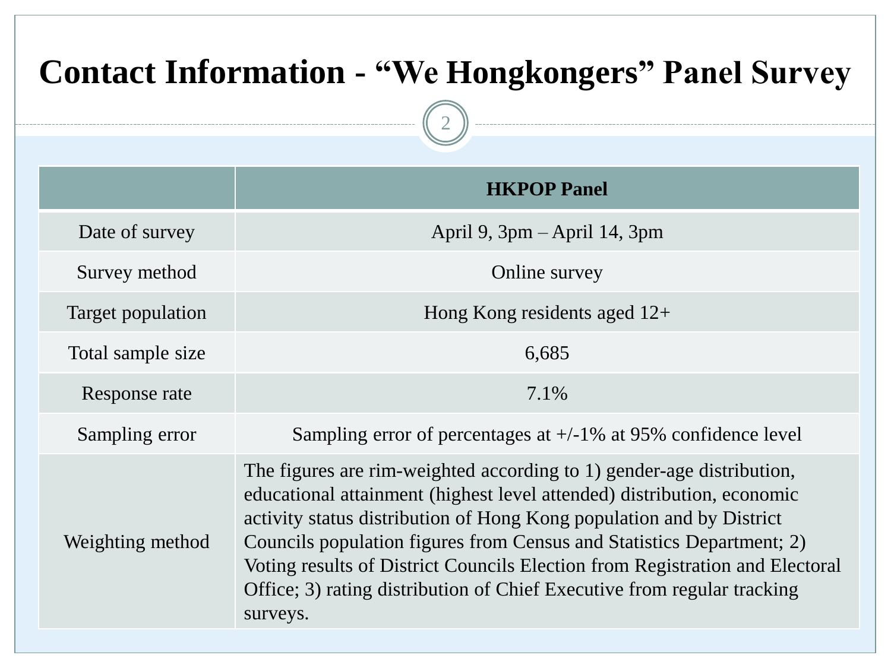# Contact Information - "We Hongkongers" Panel Survey

| | HKPOP Panel |
|---|---|
| Date of survey | April 9, 3pm – April 14, 3pm |
| Survey method | Online survey |
| Target population | Hong Kong residents aged 12+ |
| Total sample size | 6,685 |
| Response rate | 7.1% |
| Sampling error | Sampling error of percentages at +/-1% at 95% confidence level |
| Weighting method | The figures are rim-weighted according to 1) gender-age distribution, educational attainment (highest level attended) distribution, economic activity status distribution of Hong Kong population and by District Councils population figures from Census and Statistics Department; 2) Voting results of District Councils Election from Registration and Electoral Office; 3) rating distribution of Chief Executive from regular tracking surveys. |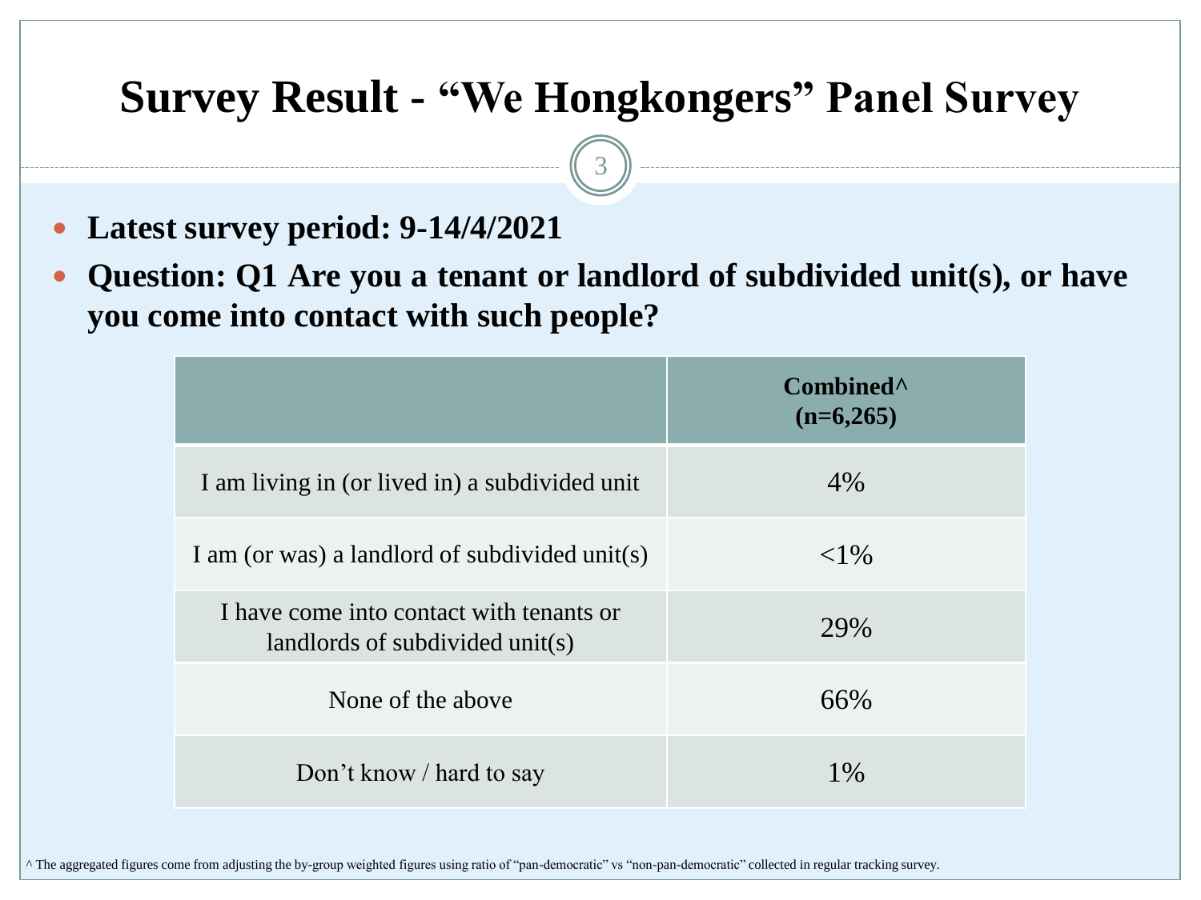# Survey Result - "We Hongkongers" Panel Survey

- **Latest survey period: 9-14/4/2021**
- **Question: Q1 Are you a tenant or landlord of subdivided unit(s), or have you come into contact with such people?**

| | **Combined^ (n=6,265)** |
|---|---|
| I am living in (or lived in) a subdivided unit | 4% |
| I am (or was) a landlord of subdivided unit(s) | <1% |
| I have come into contact with tenants or landlords of subdivided unit(s) | 29% |
| None of the above | 66% |
| Don't know / hard to say | 1% |

^ The aggregated figures come from adjusting the by-group weighted figures using ratio of "pan-democratic" vs "non-pan-democratic" collected in regular tracking survey.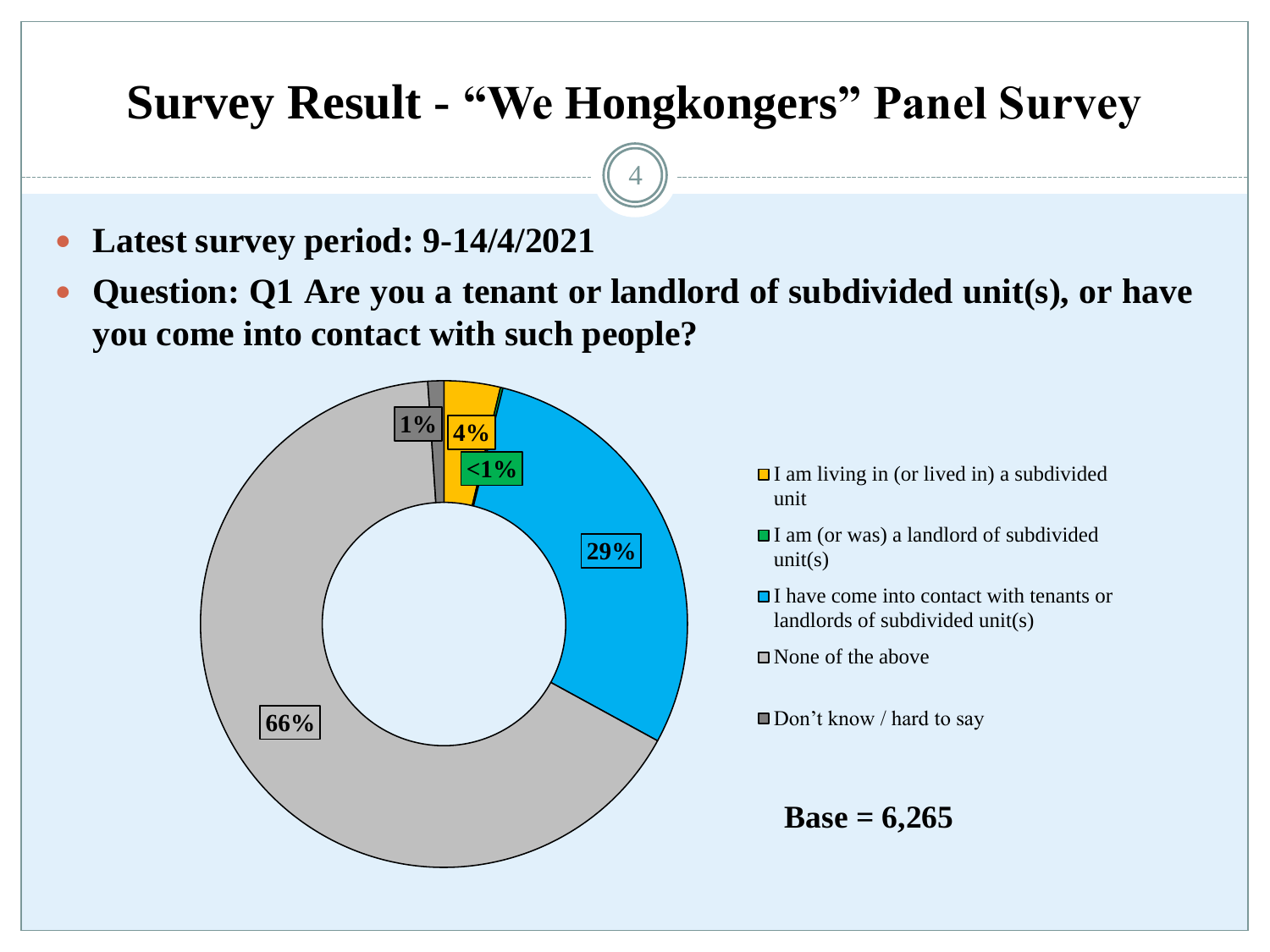# Survey Result - “We Hongkongers” Panel Survey

- **Latest survey period: 9-14/4/2021**
- **Question: Q1 Are you a tenant or landlord of subdivided unit(s), or have you come into contact with such people?**

| Response | Percentage |
| --- | --- |
| I am living in (or lived in) a subdivided unit | 4% |
| I am (or was) a landlord of subdivided unit(s) | <1% |
| I have come into contact with tenants or landlords of subdivided unit(s) | 29% |
| None of the above | 66% |
| Don’t know / hard to say | 1% |

**Base = 6,265**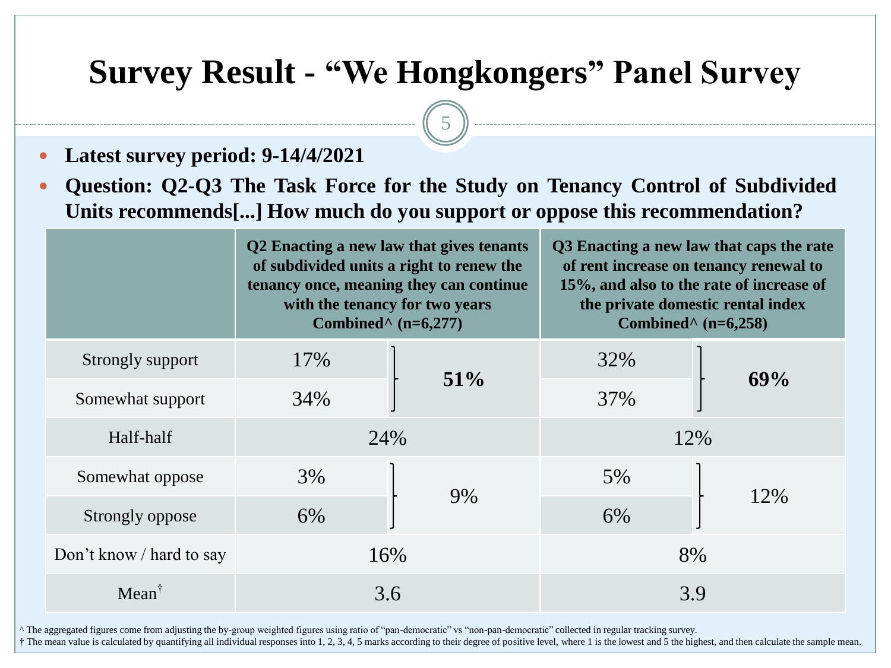# Survey Result - "We Hongkongers" Panel Survey

- **Latest survey period: 9-14/4/2021**
- **Question: Q2-Q3 The Task Force for the Study on Tenancy Control of Subdivided Units recommends[...] How much do you support or oppose this recommendation?**

| | **Q2 Enacting a new law that gives tenants of subdivided units a right to renew the tenancy once, meaning they can continue with the tenancy for two years Combined^ (n=6,277)** | | **Q3 Enacting a new law that caps the rate of rent increase on tenancy renewal to 15%, and also to the rate of increase of the private domestic rental index Combined^ (n=6,258)** | |
|---|---|---|---|---|
| Strongly support | 17% | **51%** | 32% | **69%** |
| Somewhat support | 34% | | 37% | |
| Half-half | 24% | | 12% | |
| Somewhat oppose | 3% | 9% | 5% | 12% |
| Strongly oppose | 6% | | 6% | |
| Don't know / hard to say | 16% | | 8% | |
| Mean† | 3.6 | | 3.9 | |

^ The aggregated figures come from adjusting the by-group weighted figures using ratio of "pan-democratic" vs "non-pan-democratic" collected in regular tracking survey.

† The mean value is calculated by quantifying all individual responses into 1, 2, 3, 4, 5 marks according to their degree of positive level, where 1 is the lowest and 5 the highest, and then calculate the sample mean.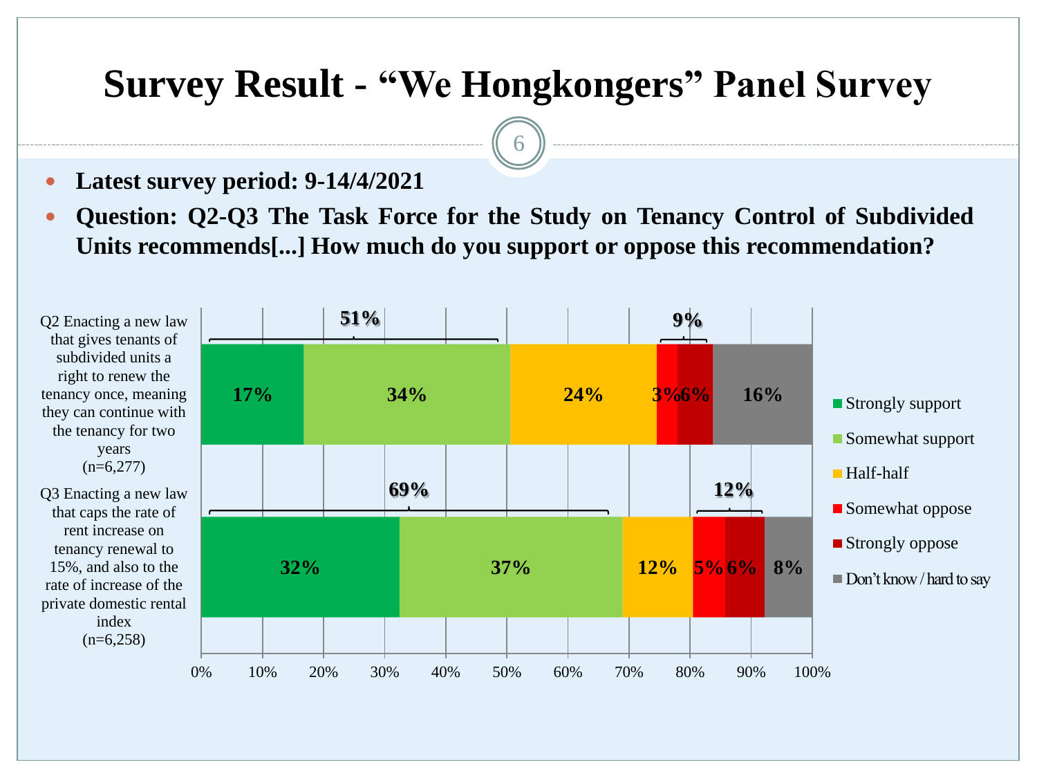# Survey Result - “We Hongkongers” Panel Survey

- **Latest survey period: 9-14/4/2021**
- **Question: Q2-Q3 The Task Force for the Study on Tenancy Control of Subdivided Units recommends[...] How much do you support or oppose this recommendation?**

Q2 Enacting a new law that gives tenants of subdivided units a right to renew the tenancy once, meaning they can continue with the tenancy for two years (n=6,277)

51%
9%
17%
34%
24%
3%
6%
16%

Q3 Enacting a new law that caps the rate of rent increase on tenancy renewal to 15%, and also to the rate of increase of the private domestic rental index (n=6,258)

69%
12%
32%
37%
12%
5%
6%
8%

0% 10% 20% 30% 40% 50% 60% 70% 80% 90% 100%

Strongly support
Somewhat support
Half-half
Somewhat oppose
Strongly oppose
Don’t know / hard to say